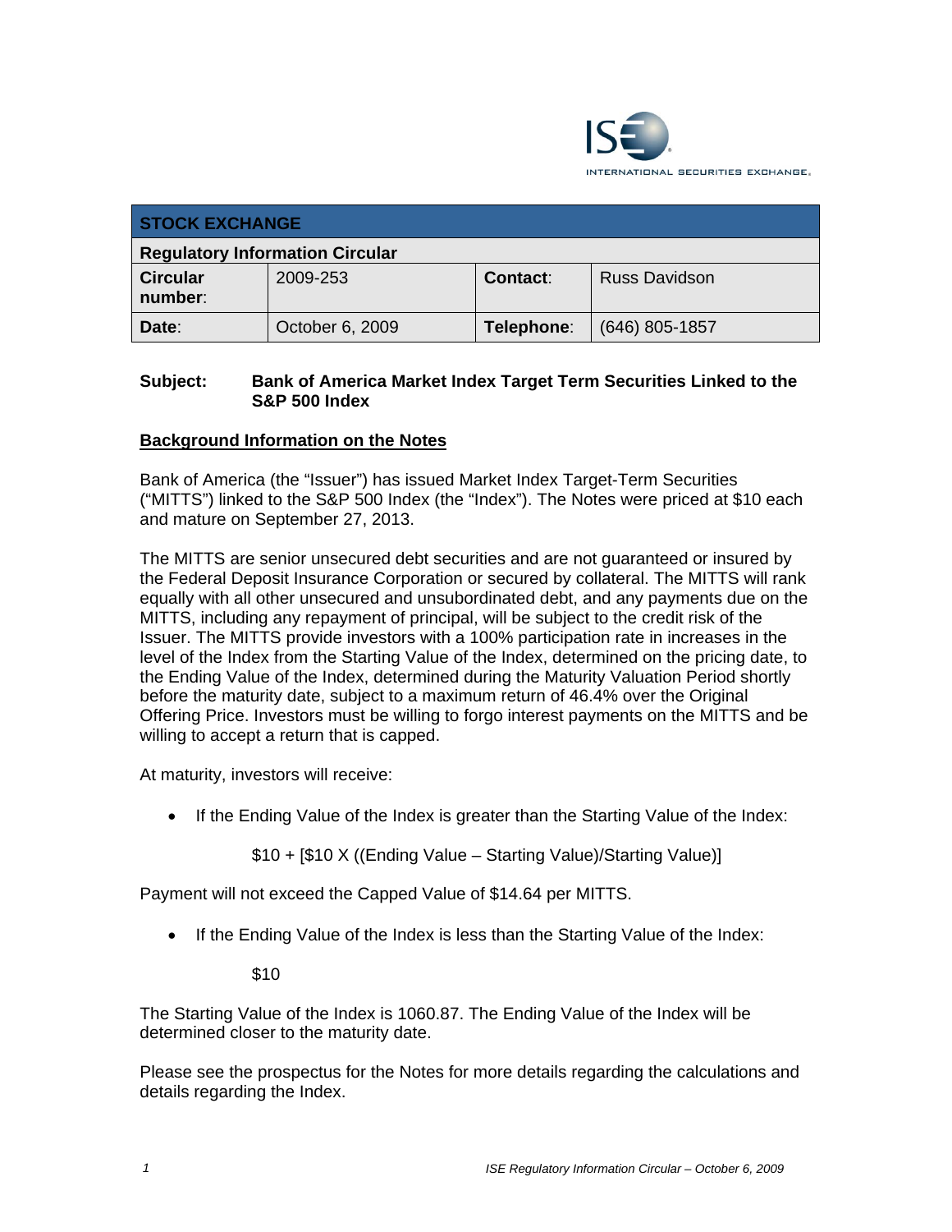| STOCK EXCHANGE | | | |
|---|---|---|---|
| **Regulatory Information Circular** | | | |
| **Circular number**: | 2009-253 | **Contact**: | Russ Davidson |
| **Date**: | October 6, 2009 | **Telephone**: | (646) 805-1857 |

**Subject: Bank of America Market Index Target Term Securities Linked to the S&P 500 Index**

## Background Information on the Notes

Bank of America (the "Issuer") has issued Market Index Target-Term Securities ("MITTS") linked to the S&P 500 Index (the "Index"). The Notes were priced at $10 each and mature on September 27, 2013.

The MITTS are senior unsecured debt securities and are not guaranteed or insured by the Federal Deposit Insurance Corporation or secured by collateral. The MITTS will rank equally with all other unsecured and unsubordinated debt, and any payments due on the MITTS, including any repayment of principal, will be subject to the credit risk of the Issuer. The MITTS provide investors with a 100% participation rate in increases in the level of the Index from the Starting Value of the Index, determined on the pricing date, to the Ending Value of the Index, determined during the Maturity Valuation Period shortly before the maturity date, subject to a maximum return of 46.4% over the Original Offering Price. Investors must be willing to forgo interest payments on the MITTS and be willing to accept a return that is capped.

At maturity, investors will receive:

- If the Ending Value of the Index is greater than the Starting Value of the Index:

  $10 + [$10 X ((Ending Value – Starting Value)/Starting Value)]

Payment will not exceed the Capped Value of $14.64 per MITTS.

- If the Ending Value of the Index is less than the Starting Value of the Index:

  $10

The Starting Value of the Index is 1060.87. The Ending Value of the Index will be determined closer to the maturity date.

Please see the prospectus for the Notes for more details regarding the calculations and details regarding the Index.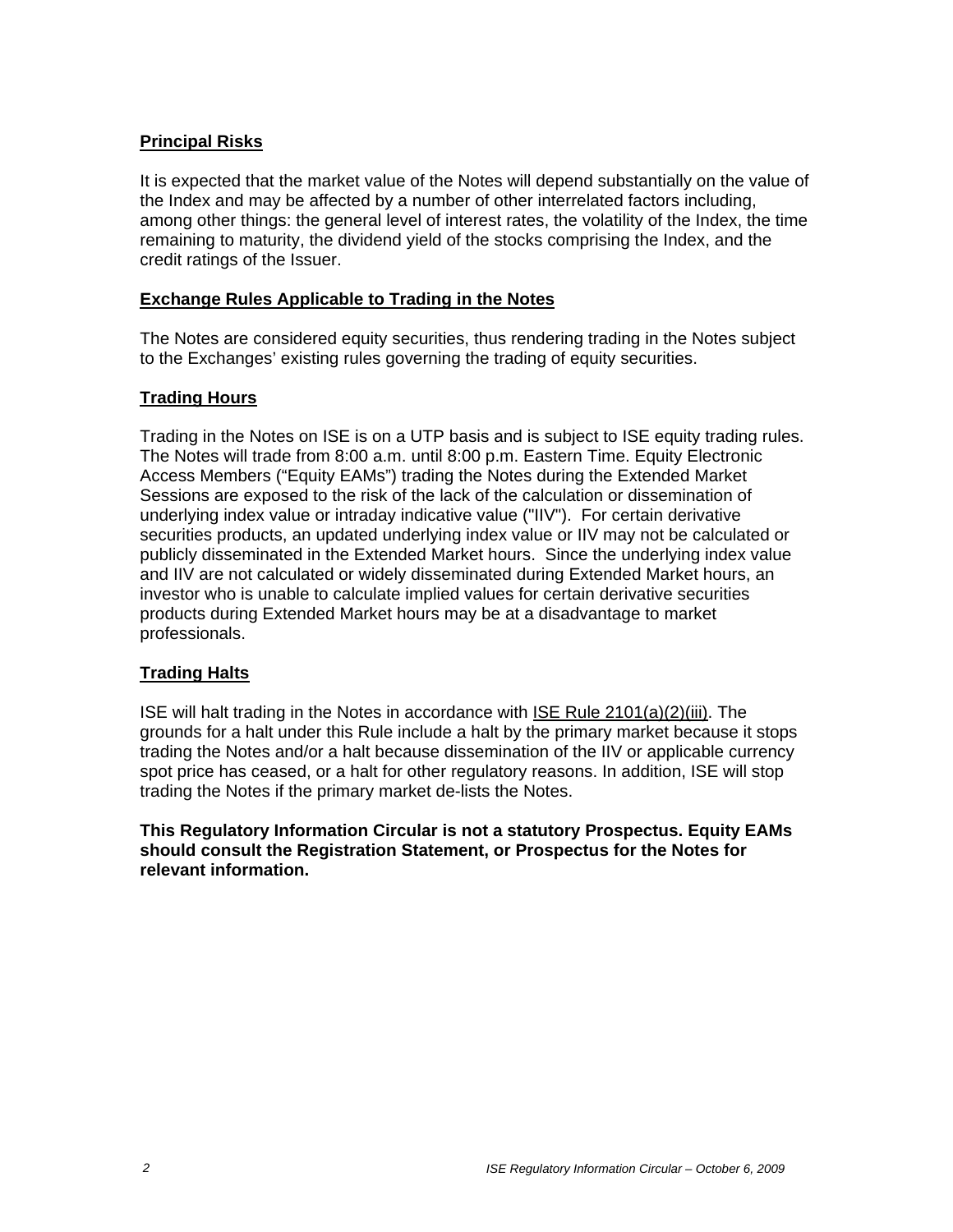## Principal Risks

It is expected that the market value of the Notes will depend substantially on the value of the Index and may be affected by a number of other interrelated factors including, among other things: the general level of interest rates, the volatility of the Index, the time remaining to maturity, the dividend yield of the stocks comprising the Index, and the credit ratings of the Issuer.

## Exchange Rules Applicable to Trading in the Notes

The Notes are considered equity securities, thus rendering trading in the Notes subject to the Exchanges' existing rules governing the trading of equity securities.

## Trading Hours

Trading in the Notes on ISE is on a UTP basis and is subject to ISE equity trading rules. The Notes will trade from 8:00 a.m. until 8:00 p.m. Eastern Time. Equity Electronic Access Members ("Equity EAMs") trading the Notes during the Extended Market Sessions are exposed to the risk of the lack of the calculation or dissemination of underlying index value or intraday indicative value ("IIV"). For certain derivative securities products, an updated underlying index value or IIV may not be calculated or publicly disseminated in the Extended Market hours. Since the underlying index value and IIV are not calculated or widely disseminated during Extended Market hours, an investor who is unable to calculate implied values for certain derivative securities products during Extended Market hours may be at a disadvantage to market professionals.

## Trading Halts

ISE will halt trading in the Notes in accordance with ISE Rule 2101(a)(2)(iii). The grounds for a halt under this Rule include a halt by the primary market because it stops trading the Notes and/or a halt because dissemination of the IIV or applicable currency spot price has ceased, or a halt for other regulatory reasons. In addition, ISE will stop trading the Notes if the primary market de-lists the Notes.

**This Regulatory Information Circular is not a statutory Prospectus. Equity EAMs should consult the Registration Statement, or Prospectus for the Notes for relevant information.**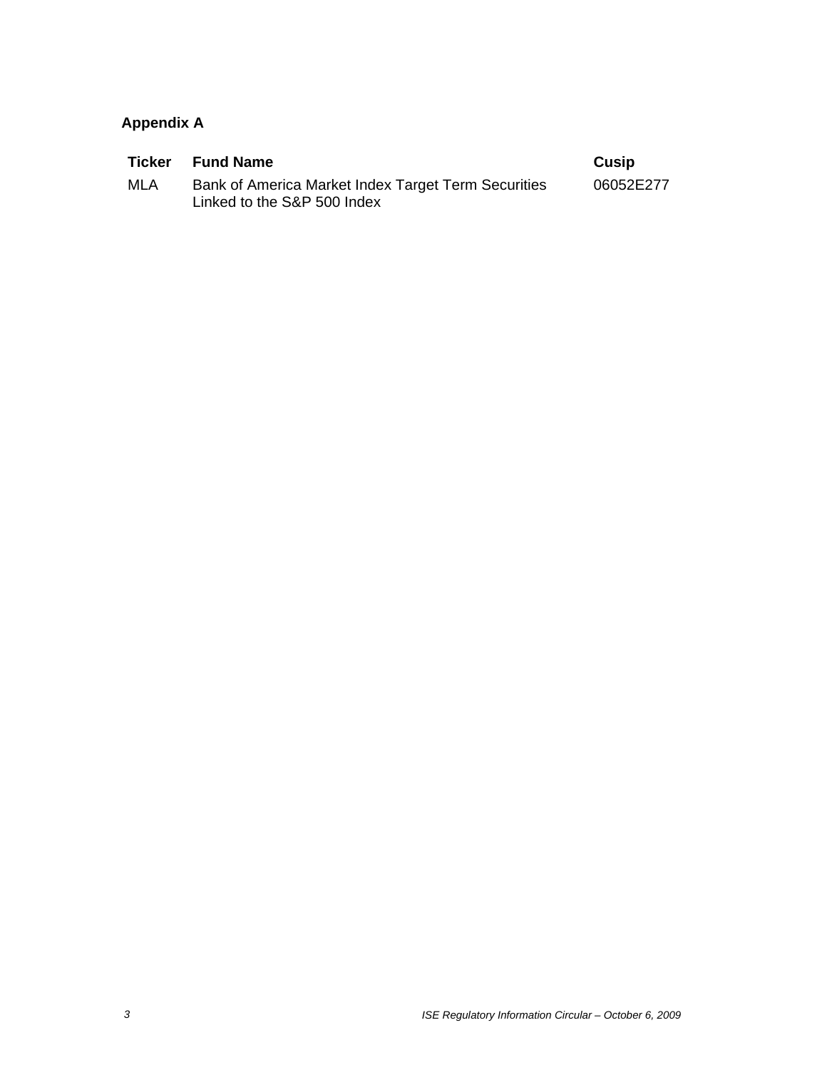**Appendix A**

| Ticker | Fund Name | Cusip |
|---|---|---|
| MLA | Bank of America Market Index Target Term Securities Linked to the S&P 500 Index | 06052E277 |